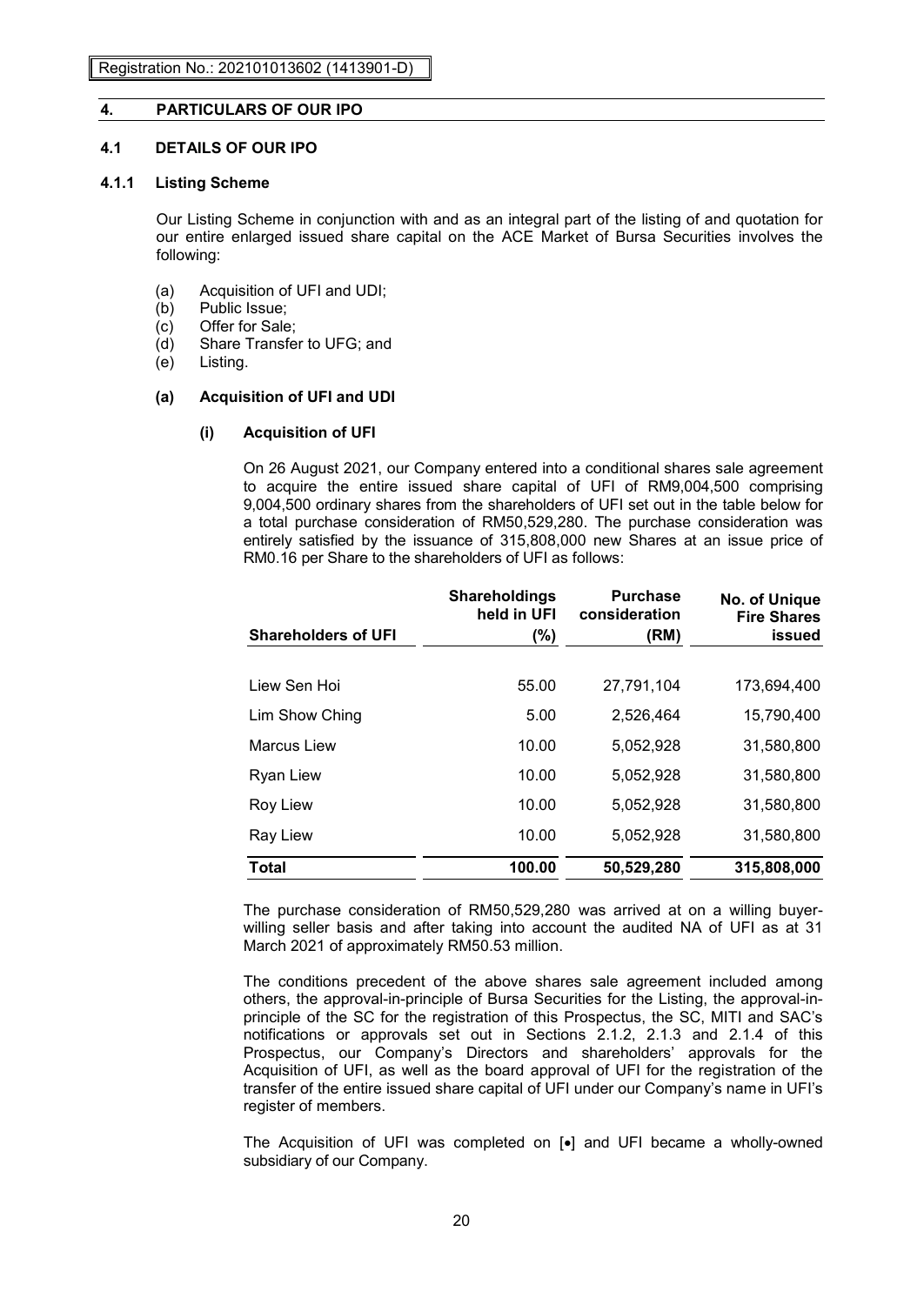Registration No.: 202101013602 (1413901-D)

# 4. PARTICULARS OF OUR IPO

## 4.1 DETAILS OF OUR IPO

### 4.1.1 Listing Scheme

Our Listing Scheme in conjunction with and as an integral part of the listing of and quotation for our entire enlarged issued share capital on the ACE Market of Bursa Securities involves the following:

(a) Acquisition of UFI and UDI;
(b) Public Issue;
(c) Offer for Sale;
(d) Share Transfer to UFG; and
(e) Listing.

#### (a) Acquisition of UFI and UDI

##### (i) Acquisition of UFI

On 26 August 2021, our Company entered into a conditional shares sale agreement to acquire the entire issued share capital of UFI of RM9,004,500 comprising 9,004,500 ordinary shares from the shareholders of UFI set out in the table below for a total purchase consideration of RM50,529,280. The purchase consideration was entirely satisfied by the issuance of 315,808,000 new Shares at an issue price of RM0.16 per Share to the shareholders of UFI as follows:

| Shareholders of UFI | Shareholdings held in UFI (%) | Purchase consideration (RM) | No. of Unique Fire Shares issued |
|---|---|---|---|
| Liew Sen Hoi | 55.00 | 27,791,104 | 173,694,400 |
| Lim Show Ching | 5.00 | 2,526,464 | 15,790,400 |
| Marcus Liew | 10.00 | 5,052,928 | 31,580,800 |
| Ryan Liew | 10.00 | 5,052,928 | 31,580,800 |
| Roy Liew | 10.00 | 5,052,928 | 31,580,800 |
| Ray Liew | 10.00 | 5,052,928 | 31,580,800 |
| **Total** | **100.00** | **50,529,280** | **315,808,000** |

The purchase consideration of RM50,529,280 was arrived at on a willing buyer-willing seller basis and after taking into account the audited NA of UFI as at 31 March 2021 of approximately RM50.53 million.

The conditions precedent of the above shares sale agreement included among others, the approval-in-principle of Bursa Securities for the Listing, the approval-in-principle of the SC for the registration of this Prospectus, the SC, MITI and SAC's notifications or approvals set out in Sections 2.1.2, 2.1.3 and 2.1.4 of this Prospectus, our Company's Directors and shareholders' approvals for the Acquisition of UFI, as well as the board approval of UFI for the registration of the transfer of the entire issued share capital of UFI under our Company's name in UFI's register of members.

The Acquisition of UFI was completed on [•] and UFI became a wholly-owned subsidiary of our Company.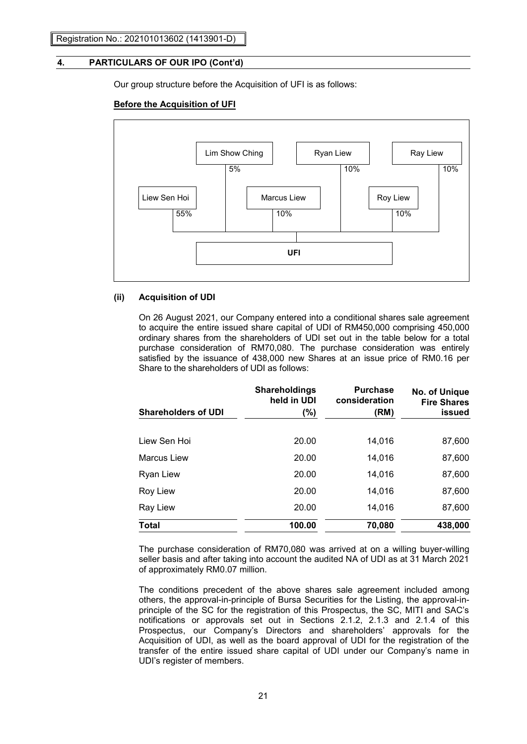Our group structure before the Acquisition of UFI is as follows:

**Before the Acquisition of UFI**

| Shareholder | Shareholding in UFI |
|---|---|
| Liew Sen Hoi | 55% |
| Lim Show Ching | 5% |
| Marcus Liew | 10% |
| Ryan Liew | 10% |
| Roy Liew | 10% |
| Ray Liew | 10% |

**UFI**

**(ii) Acquisition of UDI**

On 26 August 2021, our Company entered into a conditional shares sale agreement to acquire the entire issued share capital of UDI of RM450,000 comprising 450,000 ordinary shares from the shareholders of UDI set out in the table below for a total purchase consideration of RM70,080. The purchase consideration was entirely satisfied by the issuance of 438,000 new Shares at an issue price of RM0.16 per Share to the shareholders of UDI as follows:

| Shareholders of UDI | Shareholdings held in UDI (%) | Purchase consideration (RM) | No. of Unique Fire Shares issued |
|---|---|---|---|
| Liew Sen Hoi | 20.00 | 14,016 | 87,600 |
| Marcus Liew | 20.00 | 14,016 | 87,600 |
| Ryan Liew | 20.00 | 14,016 | 87,600 |
| Roy Liew | 20.00 | 14,016 | 87,600 |
| Ray Liew | 20.00 | 14,016 | 87,600 |
| **Total** | **100.00** | **70,080** | **438,000** |

The purchase consideration of RM70,080 was arrived at on a willing buyer-willing seller basis and after taking into account the audited NA of UDI as at 31 March 2021 of approximately RM0.07 million.

The conditions precedent of the above shares sale agreement included among others, the approval-in-principle of Bursa Securities for the Listing, the approval-in-principle of the SC for the registration of this Prospectus, the SC, MITI and SAC's notifications or approvals set out in Sections 2.1.2, 2.1.3 and 2.1.4 of this Prospectus, our Company's Directors and shareholders' approvals for the Acquisition of UDI, as well as the board approval of UDI for the registration of the transfer of the entire issued share capital of UDI under our Company's name in UDI's register of members.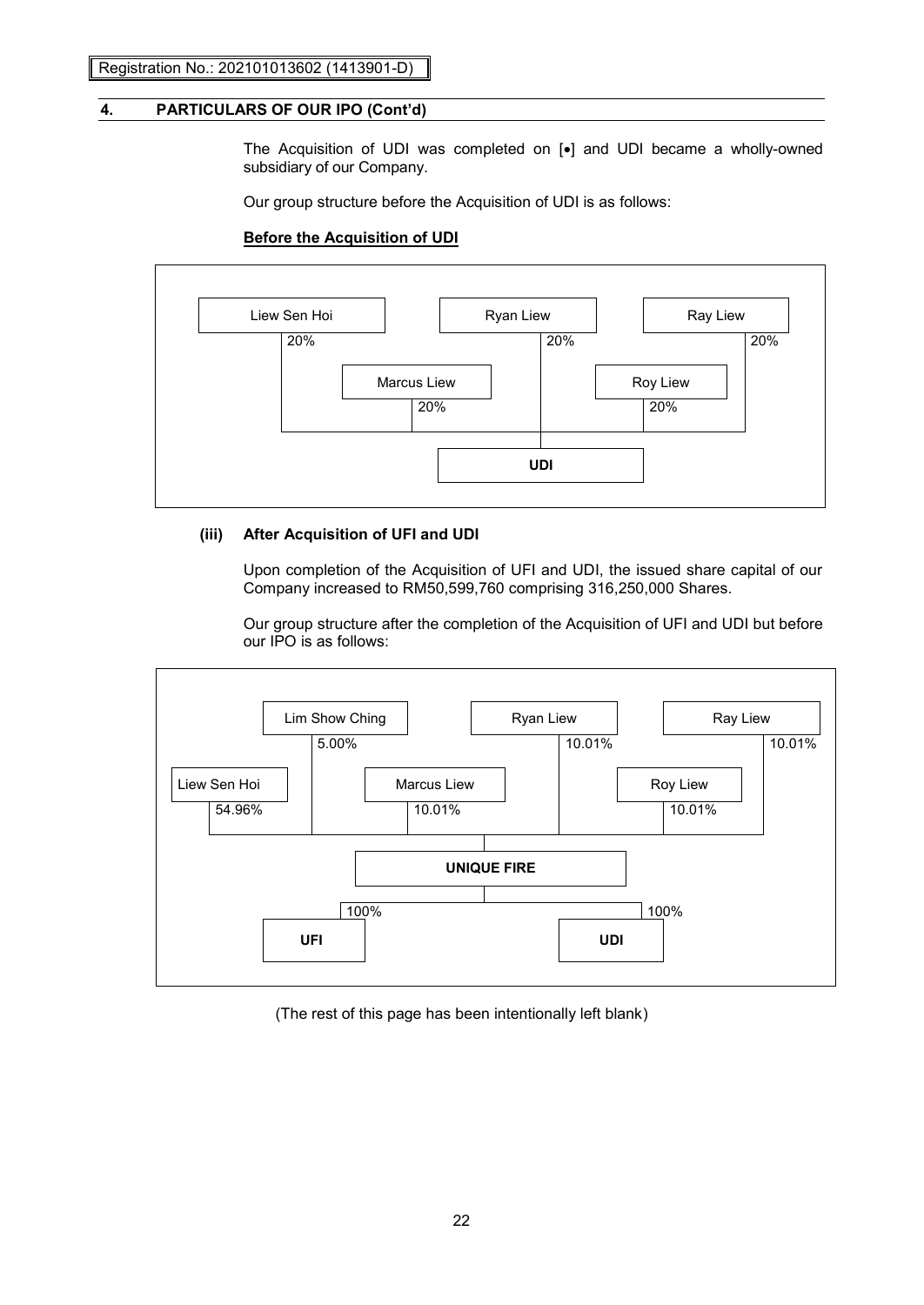## 4. PARTICULARS OF OUR IPO (Cont'd)

The Acquisition of UDI was completed on [•] and UDI became a wholly-owned subsidiary of our Company.

Our group structure before the Acquisition of UDI is as follows:

**Before the Acquisition of UDI**

| Shareholder | Shareholding in UDI |
|---|---|
| Liew Sen Hoi | 20% |
| Ryan Liew | 20% |
| Ray Liew | 20% |
| Marcus Liew | 20% |
| Roy Liew | 20% |

### (iii) After Acquisition of UFI and UDI

Upon completion of the Acquisition of UFI and UDI, the issued share capital of our Company increased to RM50,599,760 comprising 316,250,000 Shares.

Our group structure after the completion of the Acquisition of UFI and UDI but before our IPO is as follows:

| Shareholder | Shareholding in UNIQUE FIRE |
|---|---|
| Lim Show Ching | 5.00% |
| Ryan Liew | 10.01% |
| Ray Liew | 10.01% |
| Liew Sen Hoi | 54.96% |
| Marcus Liew | 10.01% |
| Roy Liew | 10.01% |

| UNIQUE FIRE subsidiaries | Shareholding |
|---|---|
| UFI | 100% |
| UDI | 100% |

(The rest of this page has been intentionally left blank)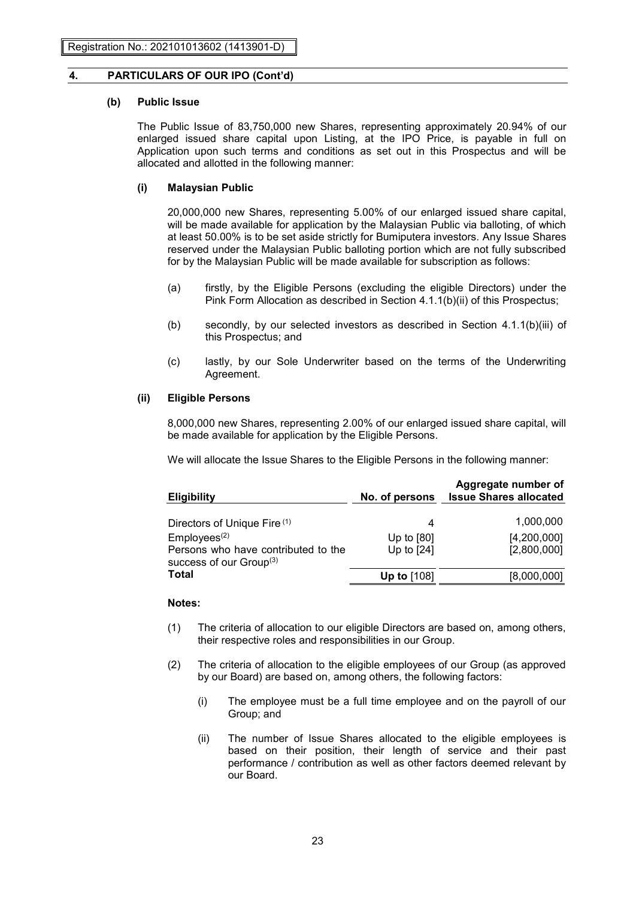## 4. PARTICULARS OF OUR IPO (Cont'd)

### (b) Public Issue

The Public Issue of 83,750,000 new Shares, representing approximately 20.94% of our enlarged issued share capital upon Listing, at the IPO Price, is payable in full on Application upon such terms and conditions as set out in this Prospectus and will be allocated and allotted in the following manner:

#### (i) Malaysian Public

20,000,000 new Shares, representing 5.00% of our enlarged issued share capital, will be made available for application by the Malaysian Public via balloting, of which at least 50.00% is to be set aside strictly for Bumiputera investors. Any Issue Shares reserved under the Malaysian Public balloting portion which are not fully subscribed for by the Malaysian Public will be made available for subscription as follows:

(a) firstly, by the Eligible Persons (excluding the eligible Directors) under the Pink Form Allocation as described in Section 4.1.1(b)(ii) of this Prospectus;

(b) secondly, by our selected investors as described in Section 4.1.1(b)(iii) of this Prospectus; and

(c) lastly, by our Sole Underwriter based on the terms of the Underwriting Agreement.

#### (ii) Eligible Persons

8,000,000 new Shares, representing 2.00% of our enlarged issued share capital, will be made available for application by the Eligible Persons.

We will allocate the Issue Shares to the Eligible Persons in the following manner:

| Eligibility | No. of persons | Aggregate number of Issue Shares allocated |
|---|---|---|
| Directors of Unique Fire [(1)] | 4 | 1,000,000 |
| Employees[(2)] | Up to [80] | [4,200,000] |
| Persons who have contributed to the success of our Group[(3)] | Up to [24] | [2,800,000] |
| **Total** | **Up to** [108] | [8,000,000] |

**Notes:**

(1) The criteria of allocation to our eligible Directors are based on, among others, their respective roles and responsibilities in our Group.

(2) The criteria of allocation to the eligible employees of our Group (as approved by our Board) are based on, among others, the following factors:

(i) The employee must be a full time employee and on the payroll of our Group; and

(ii) The number of Issue Shares allocated to the eligible employees is based on their position, their length of service and their past performance / contribution as well as other factors deemed relevant by our Board.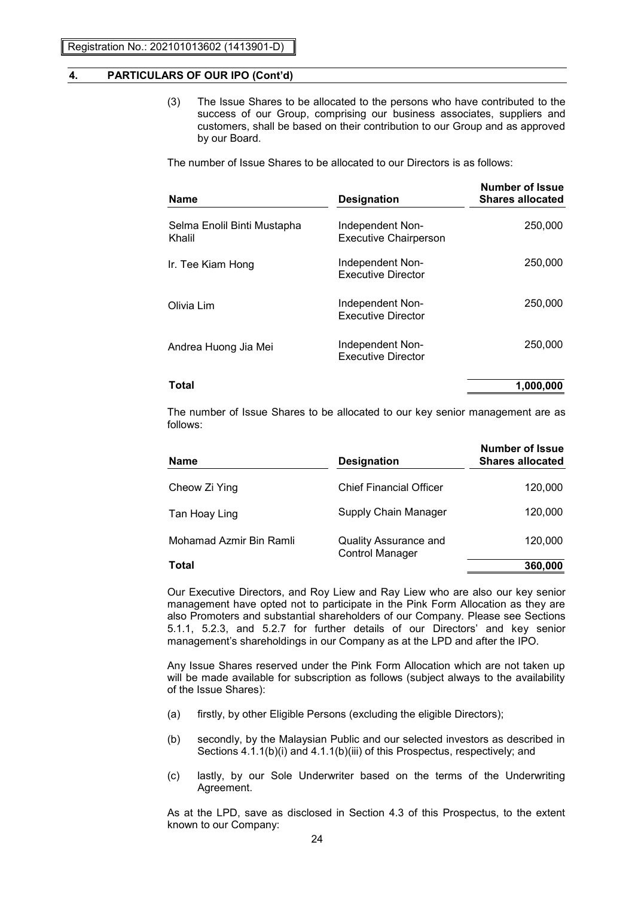## 4. PARTICULARS OF OUR IPO (Cont'd)

(3) The Issue Shares to be allocated to the persons who have contributed to the success of our Group, comprising our business associates, suppliers and customers, shall be based on their contribution to our Group and as approved by our Board.

The number of Issue Shares to be allocated to our Directors is as follows:

| Name | Designation | Number of Issue Shares allocated |
|---|---|---|
| Selma Enolil Binti Mustapha Khalil | Independent Non-Executive Chairperson | 250,000 |
| Ir. Tee Kiam Hong | Independent Non-Executive Director | 250,000 |
| Olivia Lim | Independent Non-Executive Director | 250,000 |
| Andrea Huong Jia Mei | Independent Non-Executive Director | 250,000 |
| **Total** | | **1,000,000** |

The number of Issue Shares to be allocated to our key senior management are as follows:

| Name | Designation | Number of Issue Shares allocated |
|---|---|---|
| Cheow Zi Ying | Chief Financial Officer | 120,000 |
| Tan Hoay Ling | Supply Chain Manager | 120,000 |
| Mohamad Azmir Bin Ramli | Quality Assurance and Control Manager | 120,000 |
| **Total** | | **360,000** |

Our Executive Directors, and Roy Liew and Ray Liew who are also our key senior management have opted not to participate in the Pink Form Allocation as they are also Promoters and substantial shareholders of our Company. Please see Sections 5.1.1, 5.2.3, and 5.2.7 for further details of our Directors' and key senior management's shareholdings in our Company as at the LPD and after the IPO.

Any Issue Shares reserved under the Pink Form Allocation which are not taken up will be made available for subscription as follows (subject always to the availability of the Issue Shares):

(a) firstly, by other Eligible Persons (excluding the eligible Directors);

(b) secondly, by the Malaysian Public and our selected investors as described in Sections 4.1.1(b)(i) and 4.1.1(b)(iii) of this Prospectus, respectively; and

(c) lastly, by our Sole Underwriter based on the terms of the Underwriting Agreement.

As at the LPD, save as disclosed in Section 4.3 of this Prospectus, to the extent known to our Company: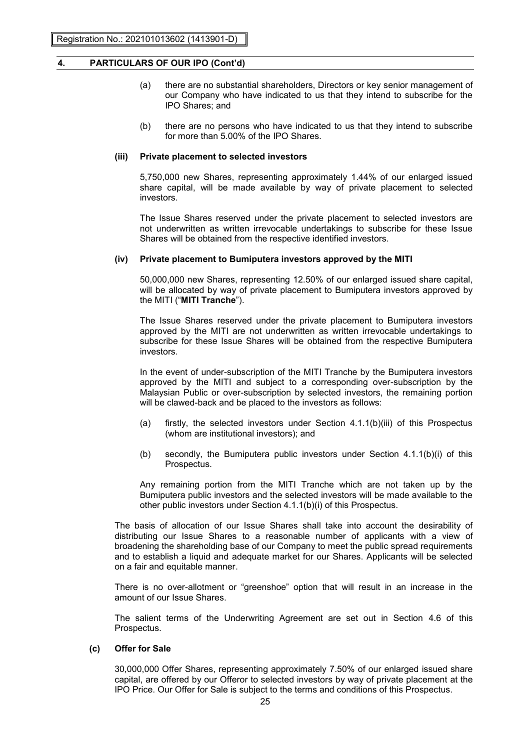## 4. PARTICULARS OF OUR IPO (Cont'd)

(a) there are no substantial shareholders, Directors or key senior management of our Company who have indicated to us that they intend to subscribe for the IPO Shares; and

(b) there are no persons who have indicated to us that they intend to subscribe for more than 5.00% of the IPO Shares.

**(iii) Private placement to selected investors**

5,750,000 new Shares, representing approximately 1.44% of our enlarged issued share capital, will be made available by way of private placement to selected investors.

The Issue Shares reserved under the private placement to selected investors are not underwritten as written irrevocable undertakings to subscribe for these Issue Shares will be obtained from the respective identified investors.

**(iv) Private placement to Bumiputera investors approved by the MITI**

50,000,000 new Shares, representing 12.50% of our enlarged issued share capital, will be allocated by way of private placement to Bumiputera investors approved by the MITI ("**MITI Tranche**").

The Issue Shares reserved under the private placement to Bumiputera investors approved by the MITI are not underwritten as written irrevocable undertakings to subscribe for these Issue Shares will be obtained from the respective Bumiputera investors.

In the event of under-subscription of the MITI Tranche by the Bumiputera investors approved by the MITI and subject to a corresponding over-subscription by the Malaysian Public or over-subscription by selected investors, the remaining portion will be clawed-back and be placed to the investors as follows:

(a) firstly, the selected investors under Section 4.1.1(b)(iii) of this Prospectus (whom are institutional investors); and

(b) secondly, the Bumiputera public investors under Section 4.1.1(b)(i) of this Prospectus.

Any remaining portion from the MITI Tranche which are not taken up by the Bumiputera public investors and the selected investors will be made available to the other public investors under Section 4.1.1(b)(i) of this Prospectus.

The basis of allocation of our Issue Shares shall take into account the desirability of distributing our Issue Shares to a reasonable number of applicants with a view of broadening the shareholding base of our Company to meet the public spread requirements and to establish a liquid and adequate market for our Shares. Applicants will be selected on a fair and equitable manner.

There is no over-allotment or "greenshoe" option that will result in an increase in the amount of our Issue Shares.

The salient terms of the Underwriting Agreement are set out in Section 4.6 of this Prospectus.

**(c) Offer for Sale**

30,000,000 Offer Shares, representing approximately 7.50% of our enlarged issued share capital, are offered by our Offeror to selected investors by way of private placement at the IPO Price. Our Offer for Sale is subject to the terms and conditions of this Prospectus.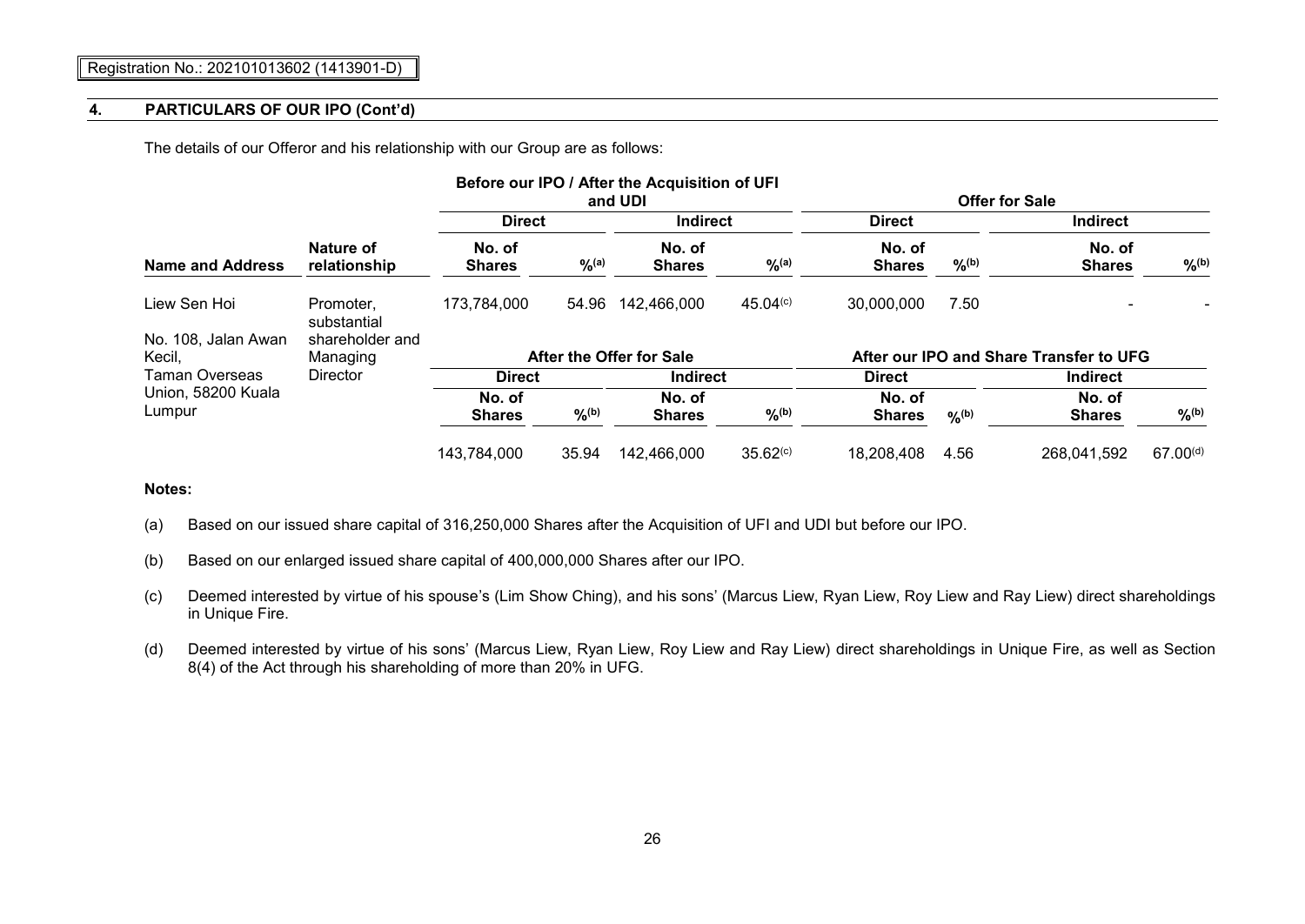Registration No.: 202101013602 (1413901-D)

## 4. PARTICULARS OF OUR IPO (Cont'd)

The details of our Offeror and his relationship with our Group are as follows:

| Name and Address | Nature of relationship | Before our IPO / After the Acquisition of UFI and UDI | | | | Offer for Sale | | | |
|---|---|---|---|---|---|---|---|---|---|
| | | Direct | | Indirect | | Direct | | Indirect | |
| | | No. of Shares | %[(a)] | No. of Shares | %[(a)] | No. of Shares | %[(b)] | No. of Shares | %[(b)] |
| Liew Sen Hoi<br><br>No. 108, Jalan Awan Kecil, Taman Overseas Union, 58200 Kuala Lumpur | Promoter, substantial shareholder and Managing Director | 173,784,000 | 54.96 | 142,466,000 | 45.04[(c)] | 30,000,000 | 7.50 | - | - |
| | | **After the Offer for Sale** | | | | **After our IPO and Share Transfer to UFG** | | | |
| | | Direct | | Indirect | | Direct | | Indirect | |
| | | No. of Shares | %[(b)] | No. of Shares | %[(b)] | No. of Shares | %[(b)] | No. of Shares | %[(b)] |
| | | 143,784,000 | 35.94 | 142,466,000 | 35.62[(c)] | 18,208,408 | 4.56 | 268,041,592 | 67.00[(d)] |

**Notes:**

(a) Based on our issued share capital of 316,250,000 Shares after the Acquisition of UFI and UDI but before our IPO.

(b) Based on our enlarged issued share capital of 400,000,000 Shares after our IPO.

(c) Deemed interested by virtue of his spouse's (Lim Show Ching), and his sons' (Marcus Liew, Ryan Liew, Roy Liew and Ray Liew) direct shareholdings in Unique Fire.

(d) Deemed interested by virtue of his sons' (Marcus Liew, Ryan Liew, Roy Liew and Ray Liew) direct shareholdings in Unique Fire, as well as Section 8(4) of the Act through his shareholding of more than 20% in UFG.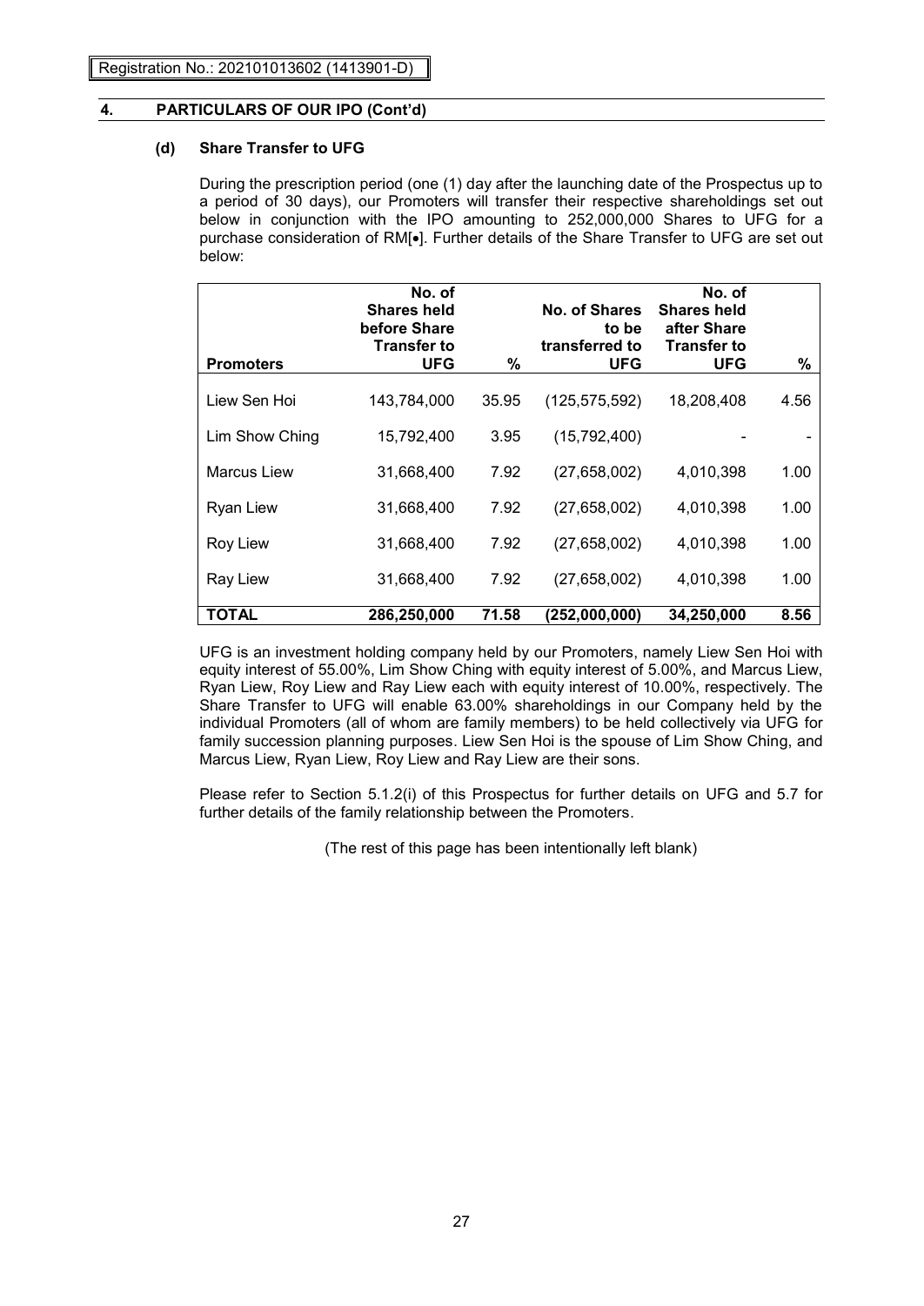## 4. PARTICULARS OF OUR IPO (Cont'd)

### (d) Share Transfer to UFG

During the prescription period (one (1) day after the launching date of the Prospectus up to a period of 30 days), our Promoters will transfer their respective shareholdings set out below in conjunction with the IPO amounting to 252,000,000 Shares to UFG for a purchase consideration of RM[•]. Further details of the Share Transfer to UFG are set out below:

| Promoters | No. of Shares held before Share Transfer to UFG | % | No. of Shares to be transferred to UFG | No. of Shares held after Share Transfer to UFG | % |
|---|---|---|---|---|---|
| Liew Sen Hoi | 143,784,000 | 35.95 | (125,575,592) | 18,208,408 | 4.56 |
| Lim Show Ching | 15,792,400 | 3.95 | (15,792,400) | - | - |
| Marcus Liew | 31,668,400 | 7.92 | (27,658,002) | 4,010,398 | 1.00 |
| Ryan Liew | 31,668,400 | 7.92 | (27,658,002) | 4,010,398 | 1.00 |
| Roy Liew | 31,668,400 | 7.92 | (27,658,002) | 4,010,398 | 1.00 |
| Ray Liew | 31,668,400 | 7.92 | (27,658,002) | 4,010,398 | 1.00 |
| **TOTAL** | **286,250,000** | **71.58** | **(252,000,000)** | **34,250,000** | **8.56** |

UFG is an investment holding company held by our Promoters, namely Liew Sen Hoi with equity interest of 55.00%, Lim Show Ching with equity interest of 5.00%, and Marcus Liew, Ryan Liew, Roy Liew and Ray Liew each with equity interest of 10.00%, respectively. The Share Transfer to UFG will enable 63.00% shareholdings in our Company held by the individual Promoters (all of whom are family members) to be held collectively via UFG for family succession planning purposes. Liew Sen Hoi is the spouse of Lim Show Ching, and Marcus Liew, Ryan Liew, Roy Liew and Ray Liew are their sons.

Please refer to Section 5.1.2(i) of this Prospectus for further details on UFG and 5.7 for further details of the family relationship between the Promoters.

(The rest of this page has been intentionally left blank)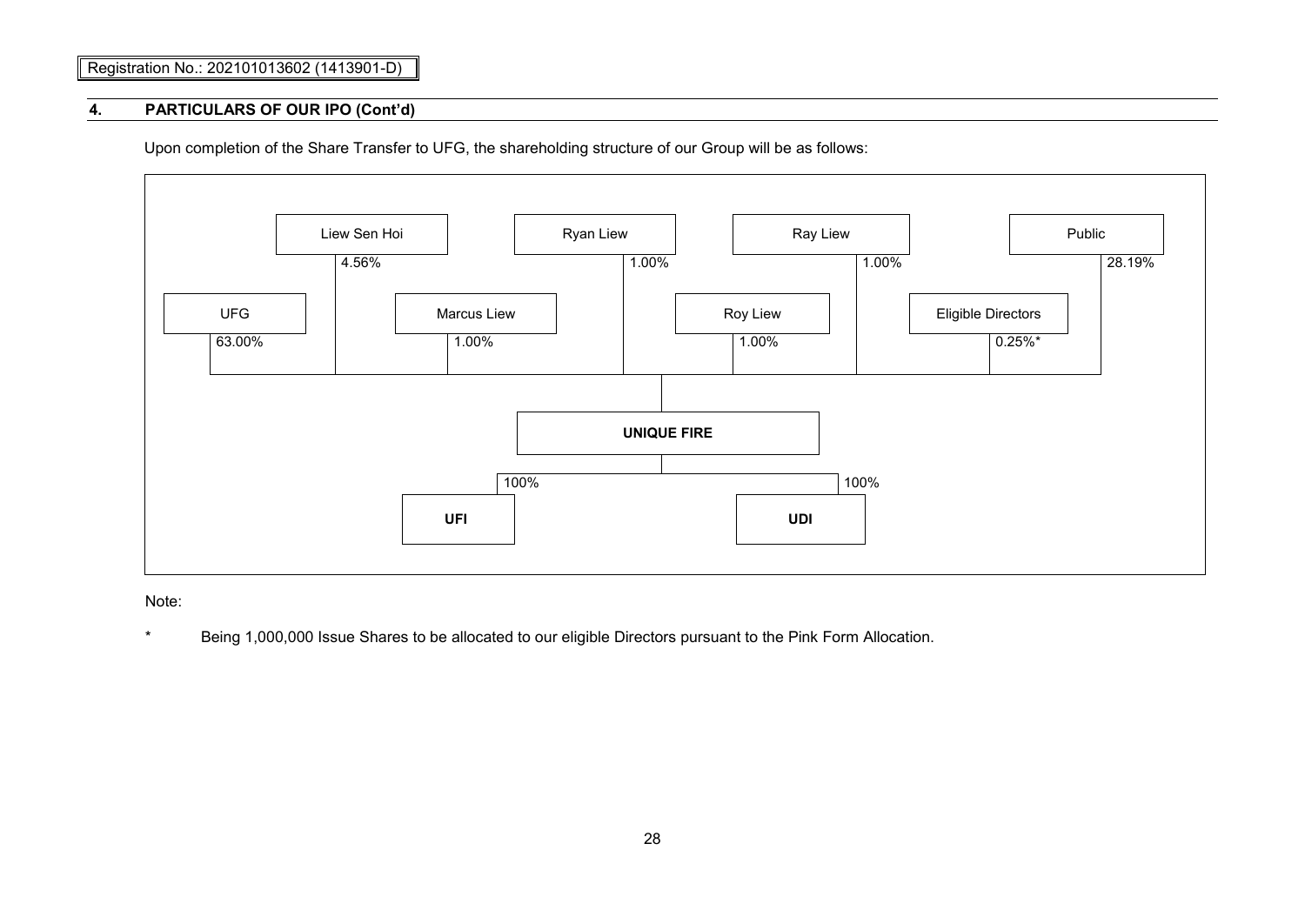Registration No.: 202101013602 (1413901-D)

## 4. PARTICULARS OF OUR IPO (Cont'd)

Upon completion of the Share Transfer to UFG, the shareholding structure of our Group will be as follows:

| Shareholder | Shareholding in UNIQUE FIRE |
|---|---|
| UFG | 63.00% |
| Liew Sen Hoi | 4.56% |
| Marcus Liew | 1.00% |
| Ryan Liew | 1.00% |
| Roy Liew | 1.00% |
| Ray Liew | 1.00% |
| Eligible Directors | 0.25%* |
| Public | 28.19% |

| Subsidiary of UNIQUE FIRE | Shareholding |
|---|---|
| UFI | 100% |
| UDI | 100% |

Note:

\* Being 1,000,000 Issue Shares to be allocated to our eligible Directors pursuant to the Pink Form Allocation.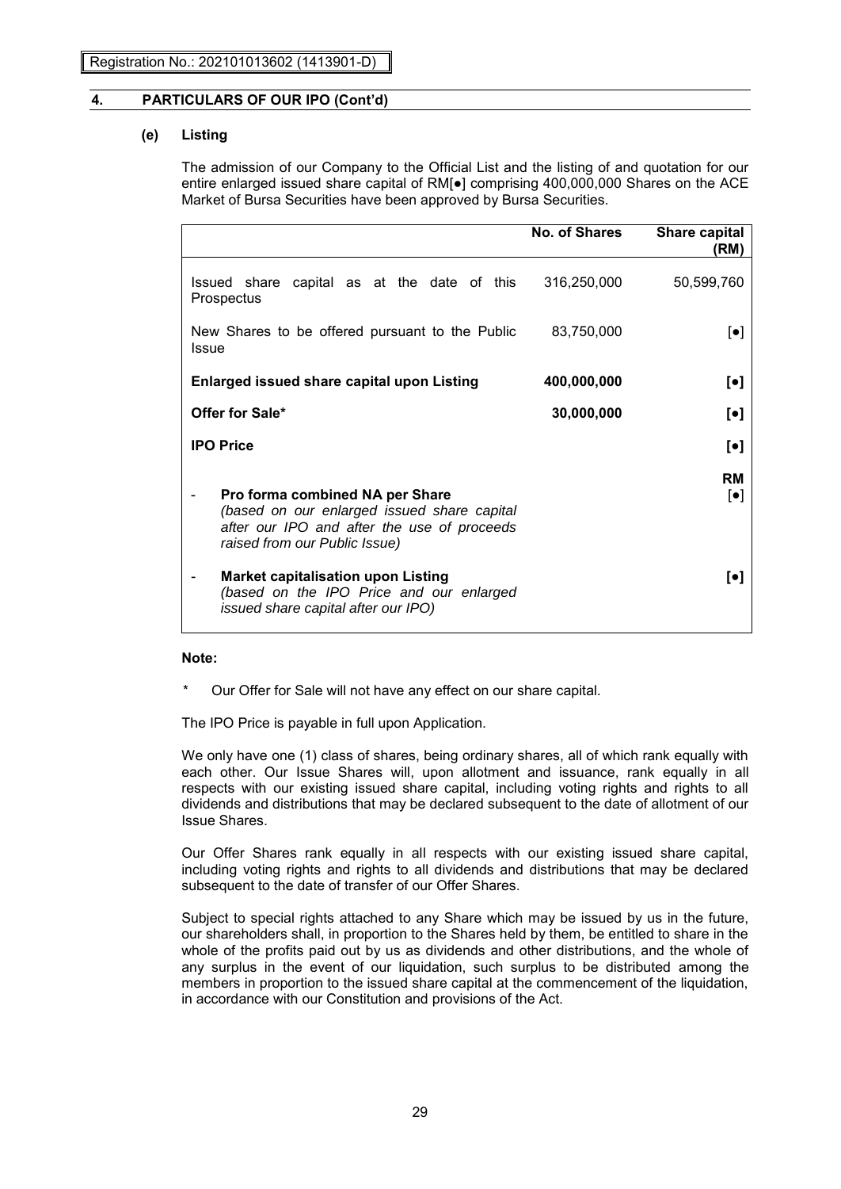Registration No.: 202101013602 (1413901-D)

## 4. PARTICULARS OF OUR IPO (Cont'd)

### (e) Listing

The admission of our Company to the Official List and the listing of and quotation for our entire enlarged issued share capital of RM[●] comprising 400,000,000 Shares on the ACE Market of Bursa Securities have been approved by Bursa Securities.

| | No. of Shares | Share capital (RM) |
|---|---|---|
| Issued share capital as at the date of this Prospectus | 316,250,000 | 50,599,760 |
| New Shares to be offered pursuant to the Public Issue | 83,750,000 | [●] |
| **Enlarged issued share capital upon Listing** | **400,000,000** | **[●]** |
| **Offer for Sale*** | **30,000,000** | **[●]** |
| **IPO Price** | | **[●]** |
| - **Pro forma combined NA per Share** *(based on our enlarged issued share capital after our IPO and after the use of proceeds raised from our Public Issue)* | | **RM** [●] |
| - **Market capitalisation upon Listing** *(based on the IPO Price and our enlarged issued share capital after our IPO)* | | **[●]** |

**Note:**

\* Our Offer for Sale will not have any effect on our share capital.

The IPO Price is payable in full upon Application.

We only have one (1) class of shares, being ordinary shares, all of which rank equally with each other. Our Issue Shares will, upon allotment and issuance, rank equally in all respects with our existing issued share capital, including voting rights and rights to all dividends and distributions that may be declared subsequent to the date of allotment of our Issue Shares.

Our Offer Shares rank equally in all respects with our existing issued share capital, including voting rights and rights to all dividends and distributions that may be declared subsequent to the date of transfer of our Offer Shares.

Subject to special rights attached to any Share which may be issued by us in the future, our shareholders shall, in proportion to the Shares held by them, be entitled to share in the whole of the profits paid out by us as dividends and other distributions, and the whole of any surplus in the event of our liquidation, such surplus to be distributed among the members in proportion to the issued share capital at the commencement of the liquidation, in accordance with our Constitution and provisions of the Act.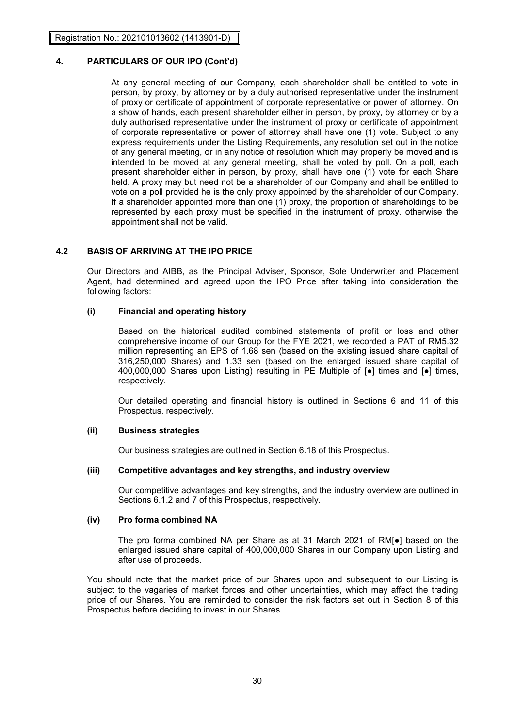Registration No.: 202101013602 (1413901-D)

## 4. PARTICULARS OF OUR IPO (Cont'd)

At any general meeting of our Company, each shareholder shall be entitled to vote in person, by proxy, by attorney or by a duly authorised representative under the instrument of proxy or certificate of appointment of corporate representative or power of attorney. On a show of hands, each present shareholder either in person, by proxy, by attorney or by a duly authorised representative under the instrument of proxy or certificate of appointment of corporate representative or power of attorney shall have one (1) vote. Subject to any express requirements under the Listing Requirements, any resolution set out in the notice of any general meeting, or in any notice of resolution which may properly be moved and is intended to be moved at any general meeting, shall be voted by poll. On a poll, each present shareholder either in person, by proxy, shall have one (1) vote for each Share held. A proxy may but need not be a shareholder of our Company and shall be entitled to vote on a poll provided he is the only proxy appointed by the shareholder of our Company. If a shareholder appointed more than one (1) proxy, the proportion of shareholdings to be represented by each proxy must be specified in the instrument of proxy, otherwise the appointment shall not be valid.

### 4.2 BASIS OF ARRIVING AT THE IPO PRICE

Our Directors and AIBB, as the Principal Adviser, Sponsor, Sole Underwriter and Placement Agent, had determined and agreed upon the IPO Price after taking into consideration the following factors:

#### (i) Financial and operating history

Based on the historical audited combined statements of profit or loss and other comprehensive income of our Group for the FYE 2021, we recorded a PAT of RM5.32 million representing an EPS of 1.68 sen (based on the existing issued share capital of 316,250,000 Shares) and 1.33 sen (based on the enlarged issued share capital of 400,000,000 Shares upon Listing) resulting in PE Multiple of [●] times and [●] times, respectively.

Our detailed operating and financial history is outlined in Sections 6 and 11 of this Prospectus, respectively.

#### (ii) Business strategies

Our business strategies are outlined in Section 6.18 of this Prospectus.

#### (iii) Competitive advantages and key strengths, and industry overview

Our competitive advantages and key strengths, and the industry overview are outlined in Sections 6.1.2 and 7 of this Prospectus, respectively.

#### (iv) Pro forma combined NA

The pro forma combined NA per Share as at 31 March 2021 of RM[●] based on the enlarged issued share capital of 400,000,000 Shares in our Company upon Listing and after use of proceeds.

You should note that the market price of our Shares upon and subsequent to our Listing is subject to the vagaries of market forces and other uncertainties, which may affect the trading price of our Shares. You are reminded to consider the risk factors set out in Section 8 of this Prospectus before deciding to invest in our Shares.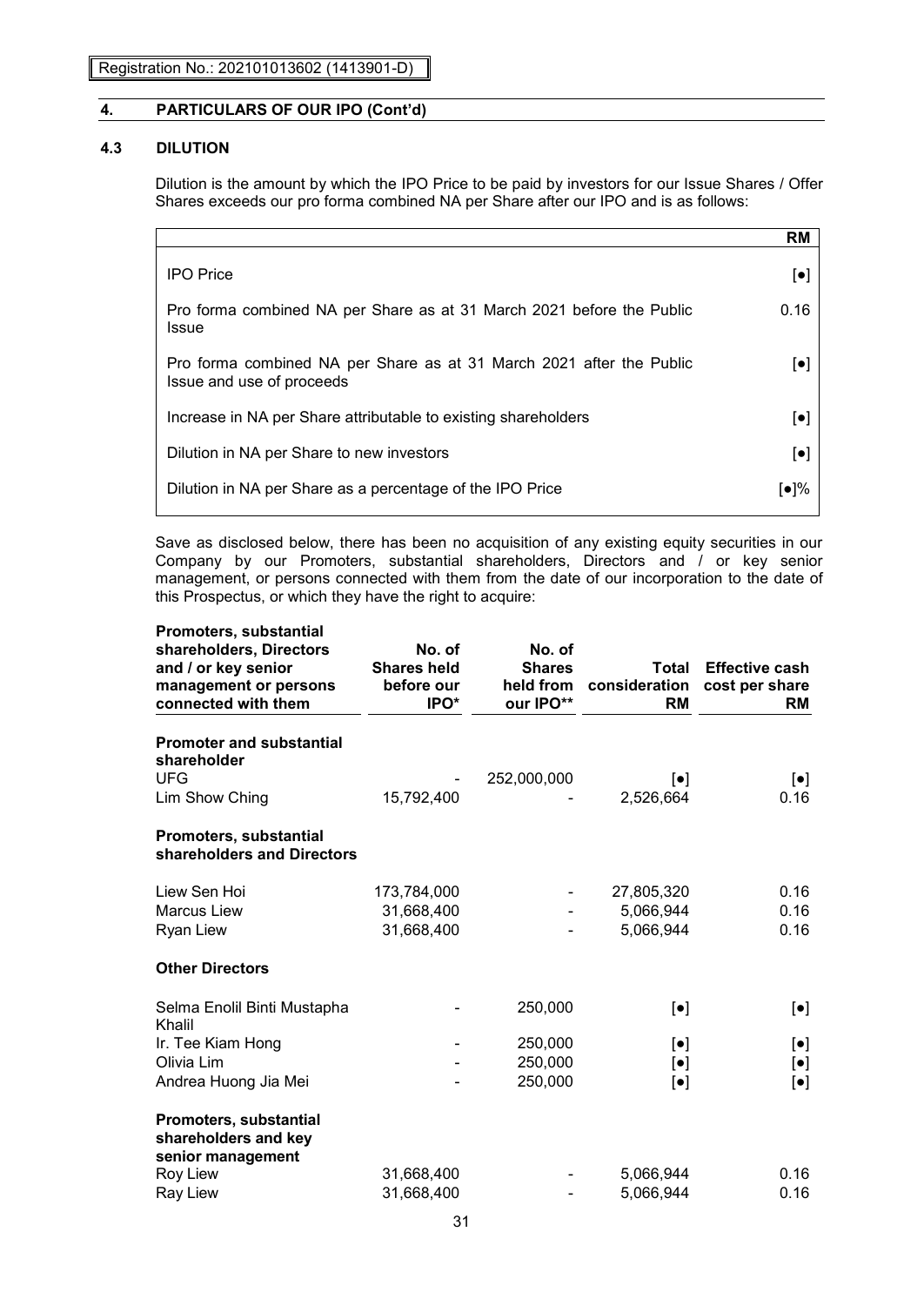Registration No.: 202101013602 (1413901-D)

## 4. PARTICULARS OF OUR IPO (Cont'd)

### 4.3 DILUTION

Dilution is the amount by which the IPO Price to be paid by investors for our Issue Shares / Offer Shares exceeds our pro forma combined NA per Share after our IPO and is as follows:

| | RM |
|---|---|
| IPO Price | [•] |
| Pro forma combined NA per Share as at 31 March 2021 before the Public Issue | 0.16 |
| Pro forma combined NA per Share as at 31 March 2021 after the Public Issue and use of proceeds | [•] |
| Increase in NA per Share attributable to existing shareholders | [•] |
| Dilution in NA per Share to new investors | [•] |
| Dilution in NA per Share as a percentage of the IPO Price | [•]% |

Save as disclosed below, there has been no acquisition of any existing equity securities in our Company by our Promoters, substantial shareholders, Directors and / or key senior management, or persons connected with them from the date of our incorporation to the date of this Prospectus, or which they have the right to acquire:

| Promoters, substantial shareholders, Directors and / or key senior management or persons connected with them | No. of Shares held before our IPO* | No. of Shares held from our IPO** | Total consideration RM | Effective cash cost per share RM |
|---|---|---|---|---|
| **Promoter and substantial shareholder** | | | | |
| UFG | - | 252,000,000 | [•] | [•] |
| Lim Show Ching | 15,792,400 | - | 2,526,664 | 0.16 |
| **Promoters, substantial shareholders and Directors** | | | | |
| Liew Sen Hoi | 173,784,000 | - | 27,805,320 | 0.16 |
| Marcus Liew | 31,668,400 | - | 5,066,944 | 0.16 |
| Ryan Liew | 31,668,400 | - | 5,066,944 | 0.16 |
| **Other Directors** | | | | |
| Selma Enolil Binti Mustapha Khalil | - | 250,000 | [•] | [•] |
| Ir. Tee Kiam Hong | - | 250,000 | [•] | [•] |
| Olivia Lim | - | 250,000 | [•] | [•] |
| Andrea Huong Jia Mei | - | 250,000 | [•] | [•] |
| **Promoters, substantial shareholders and key senior management** | | | | |
| Roy Liew | 31,668,400 | - | 5,066,944 | 0.16 |
| Ray Liew | 31,668,400 | - | 5,066,944 | 0.16 |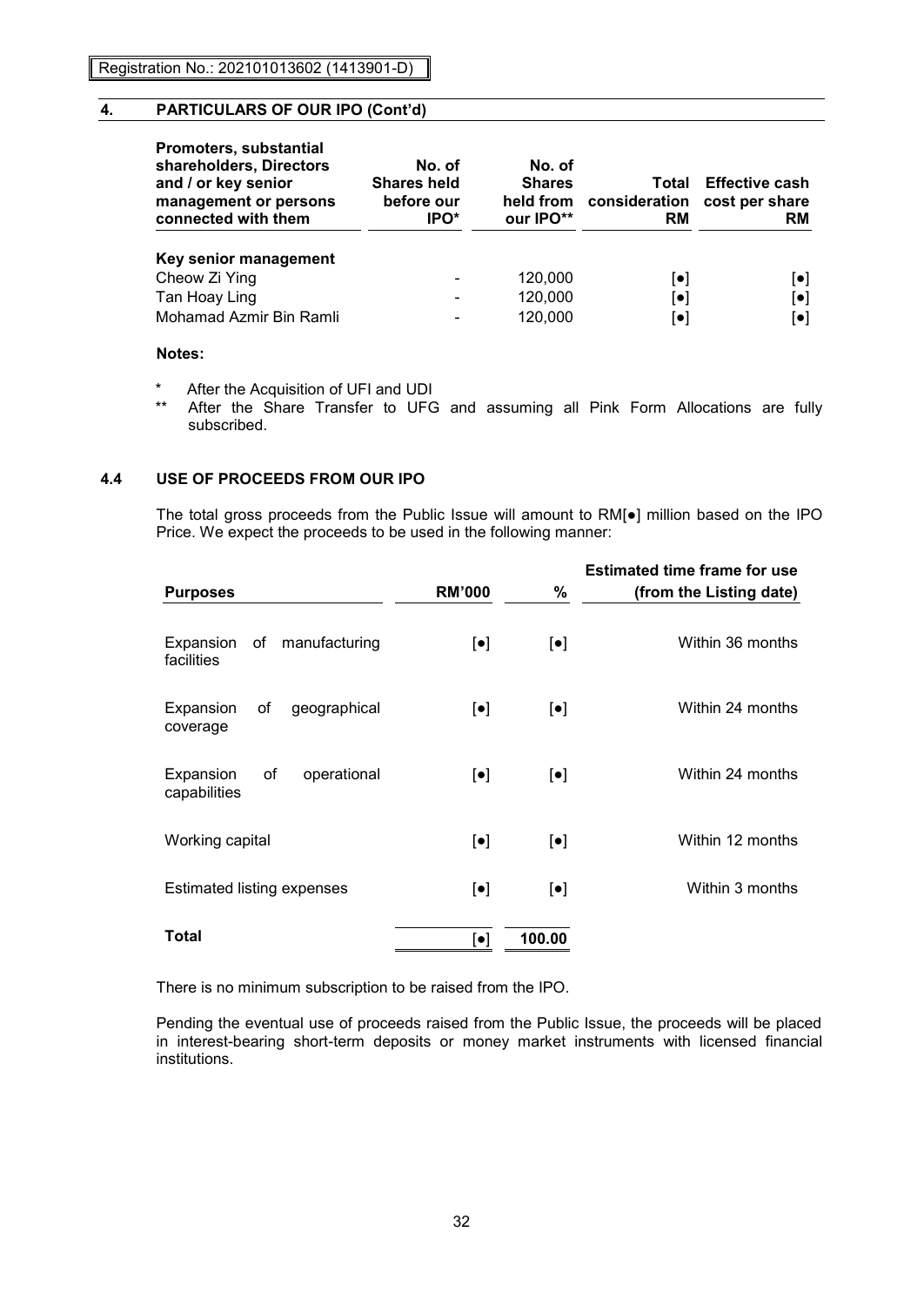## 4. PARTICULARS OF OUR IPO (Cont'd)

| Promoters, substantial shareholders, Directors and / or key senior management or persons connected with them | No. of Shares held before our IPO* | No. of Shares held from our IPO** | Total consideration RM | Effective cash cost per share RM |
|---|---|---|---|---|
| **Key senior management** | | | | |
| Cheow Zi Ying | - | 120,000 | [●] | [●] |
| Tan Hoay Ling | - | 120,000 | [●] | [●] |
| Mohamad Azmir Bin Ramli | - | 120,000 | [●] | [●] |

**Notes:**

\* After the Acquisition of UFI and UDI

\*\* After the Share Transfer to UFG and assuming all Pink Form Allocations are fully subscribed.

### 4.4 USE OF PROCEEDS FROM OUR IPO

The total gross proceeds from the Public Issue will amount to RM[●] million based on the IPO Price. We expect the proceeds to be used in the following manner:

| Purposes | RM'000 | % | Estimated time frame for use (from the Listing date) |
|---|---|---|---|
| Expansion of manufacturing facilities | [●] | [●] | Within 36 months |
| Expansion of geographical coverage | [●] | [●] | Within 24 months |
| Expansion of operational capabilities | [●] | [●] | Within 24 months |
| Working capital | [●] | [●] | Within 12 months |
| Estimated listing expenses | [●] | [●] | Within 3 months |
| **Total** | [●] | 100.00 | |

There is no minimum subscription to be raised from the IPO.

Pending the eventual use of proceeds raised from the Public Issue, the proceeds will be placed in interest-bearing short-term deposits or money market instruments with licensed financial institutions.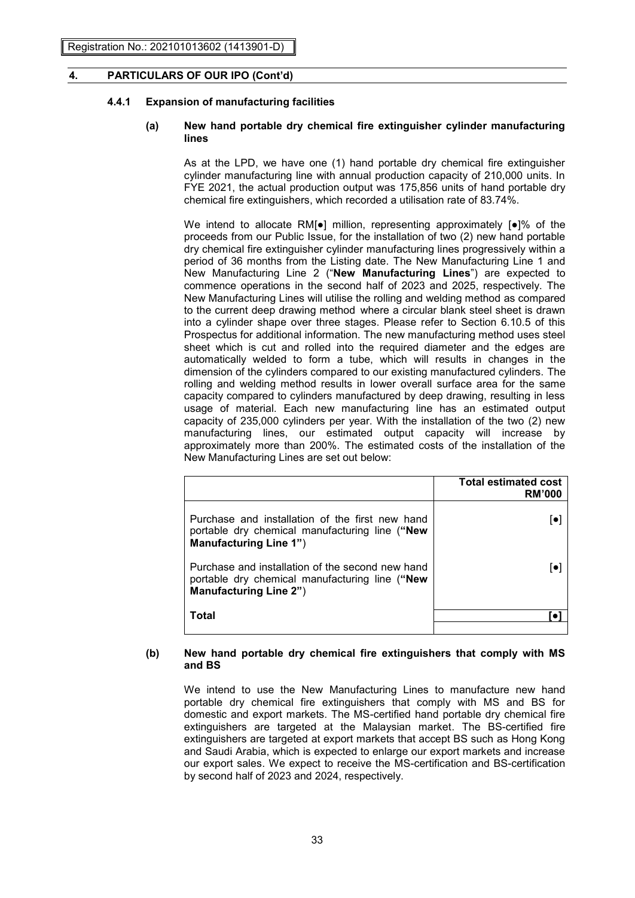## 4. PARTICULARS OF OUR IPO (Cont'd)

### 4.4.1 Expansion of manufacturing facilities

#### (a) New hand portable dry chemical fire extinguisher cylinder manufacturing lines

As at the LPD, we have one (1) hand portable dry chemical fire extinguisher cylinder manufacturing line with annual production capacity of 210,000 units. In FYE 2021, the actual production output was 175,856 units of hand portable dry chemical fire extinguishers, which recorded a utilisation rate of 83.74%.

We intend to allocate RM[•] million, representing approximately [•]% of the proceeds from our Public Issue, for the installation of two (2) new hand portable dry chemical fire extinguisher cylinder manufacturing lines progressively within a period of 36 months from the Listing date. The New Manufacturing Line 1 and New Manufacturing Line 2 ("**New Manufacturing Lines**") are expected to commence operations in the second half of 2023 and 2025, respectively. The New Manufacturing Lines will utilise the rolling and welding method as compared to the current deep drawing method where a circular blank steel sheet is drawn into a cylinder shape over three stages. Please refer to Section 6.10.5 of this Prospectus for additional information. The new manufacturing method uses steel sheet which is cut and rolled into the required diameter and the edges are automatically welded to form a tube, which will results in changes in the dimension of the cylinders compared to our existing manufactured cylinders. The rolling and welding method results in lower overall surface area for the same capacity compared to cylinders manufactured by deep drawing, resulting in less usage of material. Each new manufacturing line has an estimated output capacity of 235,000 cylinders per year. With the installation of the two (2) new manufacturing lines, our estimated output capacity will increase by approximately more than 200%. The estimated costs of the installation of the New Manufacturing Lines are set out below:

| | **Total estimated cost RM'000** |
|---|---|
| Purchase and installation of the first new hand portable dry chemical manufacturing line (**"New Manufacturing Line 1"**) | [•] |
| Purchase and installation of the second new hand portable dry chemical manufacturing line (**"New Manufacturing Line 2"**) | [•] |
| **Total** | **[•]** |

#### (b) New hand portable dry chemical fire extinguishers that comply with MS and BS

We intend to use the New Manufacturing Lines to manufacture new hand portable dry chemical fire extinguishers that comply with MS and BS for domestic and export markets. The MS-certified hand portable dry chemical fire extinguishers are targeted at the Malaysian market. The BS-certified fire extinguishers are targeted at export markets that accept BS such as Hong Kong and Saudi Arabia, which is expected to enlarge our export markets and increase our export sales. We expect to receive the MS-certification and BS-certification by second half of 2023 and 2024, respectively.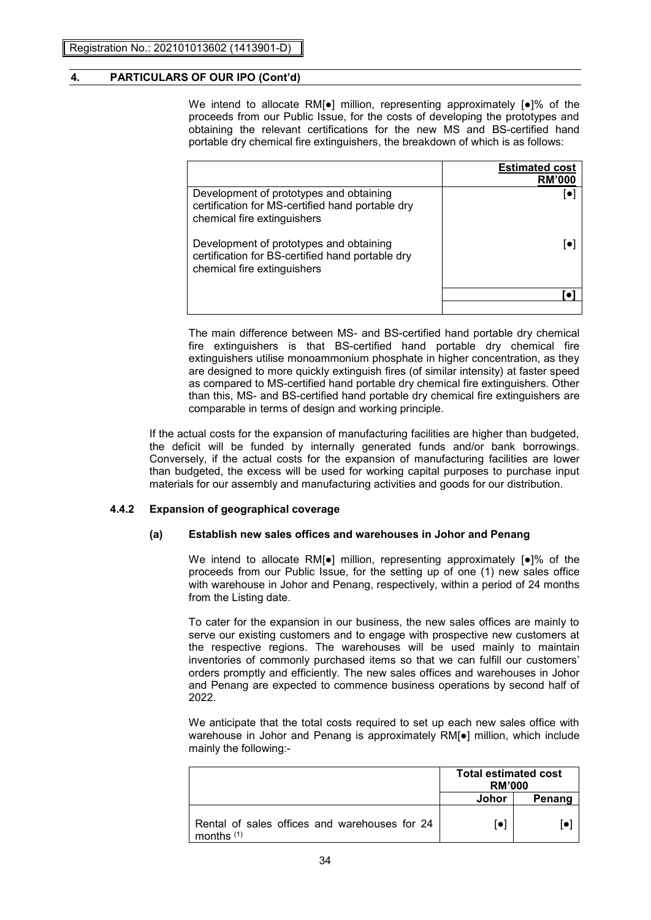Registration No.: 202101013602 (1413901-D)

## 4. PARTICULARS OF OUR IPO (Cont'd)

We intend to allocate RM[●] million, representing approximately [●]% of the proceeds from our Public Issue, for the costs of developing the prototypes and obtaining the relevant certifications for the new MS and BS-certified hand portable dry chemical fire extinguishers, the breakdown of which is as follows:

| | Estimated cost RM'000 |
|---|---|
| Development of prototypes and obtaining certification for MS-certified hand portable dry chemical fire extinguishers | [●] |
| Development of prototypes and obtaining certification for BS-certified hand portable dry chemical fire extinguishers | [●] |
| | [●] |

The main difference between MS- and BS-certified hand portable dry chemical fire extinguishers is that BS-certified hand portable dry chemical fire extinguishers utilise monoammonium phosphate in higher concentration, as they are designed to more quickly extinguish fires (of similar intensity) at faster speed as compared to MS-certified hand portable dry chemical fire extinguishers. Other than this, MS- and BS-certified hand portable dry chemical fire extinguishers are comparable in terms of design and working principle.

If the actual costs for the expansion of manufacturing facilities are higher than budgeted, the deficit will be funded by internally generated funds and/or bank borrowings. Conversely, if the actual costs for the expansion of manufacturing facilities are lower than budgeted, the excess will be used for working capital purposes to purchase input materials for our assembly and manufacturing activities and goods for our distribution.

### 4.4.2 Expansion of geographical coverage

#### (a) Establish new sales offices and warehouses in Johor and Penang

We intend to allocate RM[●] million, representing approximately [●]% of the proceeds from our Public Issue, for the setting up of one (1) new sales office with warehouse in Johor and Penang, respectively, within a period of 24 months from the Listing date.

To cater for the expansion in our business, the new sales offices are mainly to serve our existing customers and to engage with prospective new customers at the respective regions. The warehouses will be used mainly to maintain inventories of commonly purchased items so that we can fulfill our customers' orders promptly and efficiently. The new sales offices and warehouses in Johor and Penang are expected to commence business operations by second half of 2022.

We anticipate that the total costs required to set up each new sales office with warehouse in Johor and Penang is approximately RM[●] million, which include mainly the following:-

| | Total estimated cost RM'000 | |
|---|---|---|
| | Johor | Penang |
| Rental of sales offices and warehouses for 24 months [(1)] | [●] | [●] |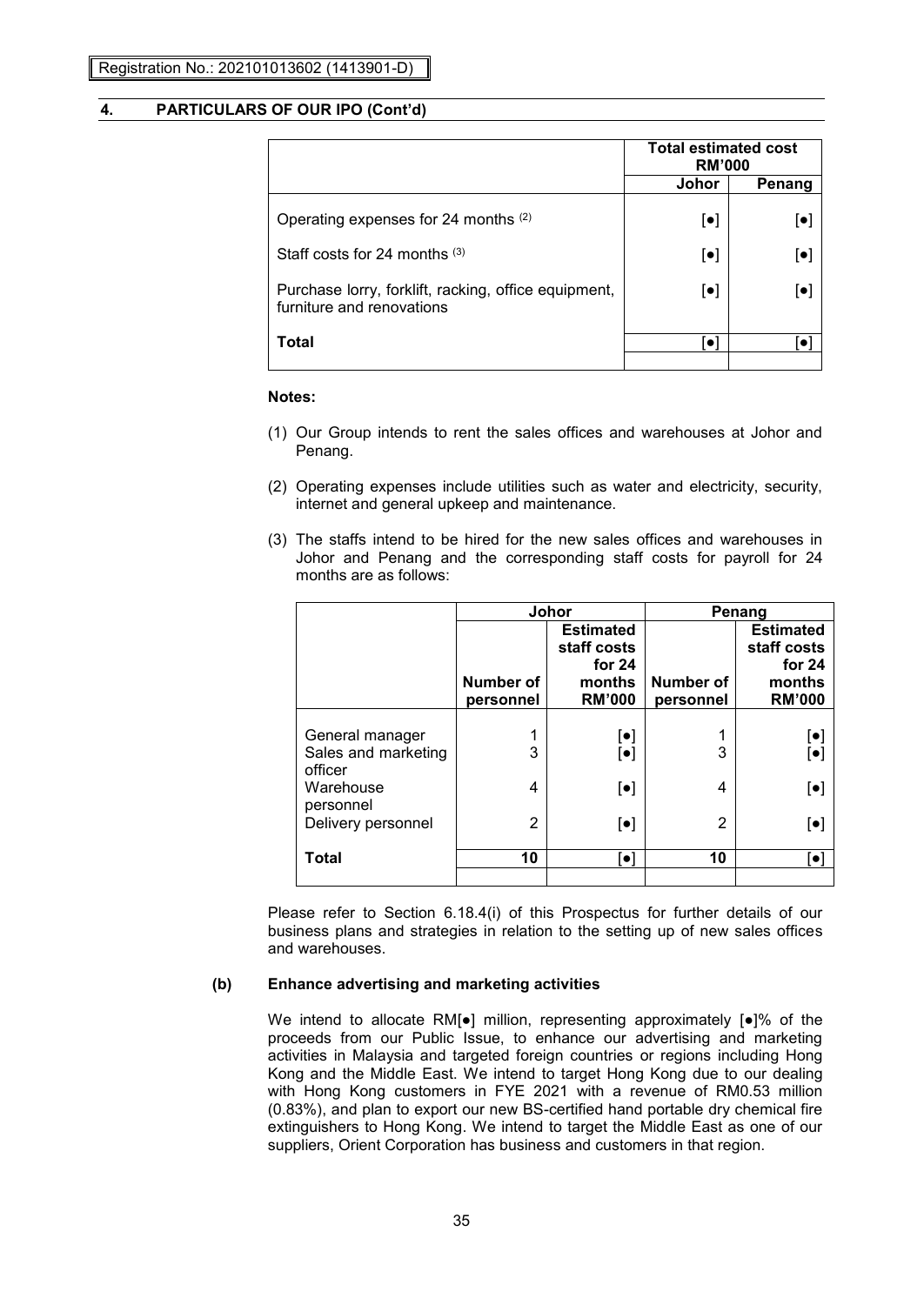Registration No.: 202101013602 (1413901-D)

## 4. PARTICULARS OF OUR IPO (Cont'd)

| | Total estimated cost RM'000 | |
|---|---|---|
| | Johor | Penang |
| Operating expenses for 24 months (2) | [●] | [●] |
| Staff costs for 24 months (3) | [●] | [●] |
| Purchase lorry, forklift, racking, office equipment, furniture and renovations | [●] | [●] |
| **Total** | [●] | [●] |

**Notes:**

(1) Our Group intends to rent the sales offices and warehouses at Johor and Penang.

(2) Operating expenses include utilities such as water and electricity, security, internet and general upkeep and maintenance.

(3) The staffs intend to be hired for the new sales offices and warehouses in Johor and Penang and the corresponding staff costs for payroll for 24 months are as follows:

| | Johor | | Penang | |
|---|---|---|---|---|
| | Number of personnel | Estimated staff costs for 24 months RM'000 | Number of personnel | Estimated staff costs for 24 months RM'000 |
| General manager | 1 | [●] | 1 | [●] |
| Sales and marketing officer | 3 | [●] | 3 | [●] |
| Warehouse personnel | 4 | [●] | 4 | [●] |
| Delivery personnel | 2 | [●] | 2 | [●] |
| **Total** | **10** | [●] | **10** | [●] |

Please refer to Section 6.18.4(i) of this Prospectus for further details of our business plans and strategies in relation to the setting up of new sales offices and warehouses.

### (b) Enhance advertising and marketing activities

We intend to allocate RM[●] million, representing approximately [●]% of the proceeds from our Public Issue, to enhance our advertising and marketing activities in Malaysia and targeted foreign countries or regions including Hong Kong and the Middle East. We intend to target Hong Kong due to our dealing with Hong Kong customers in FYE 2021 with a revenue of RM0.53 million (0.83%), and plan to export our new BS-certified hand portable dry chemical fire extinguishers to Hong Kong. We intend to target the Middle East as one of our suppliers, Orient Corporation has business and customers in that region.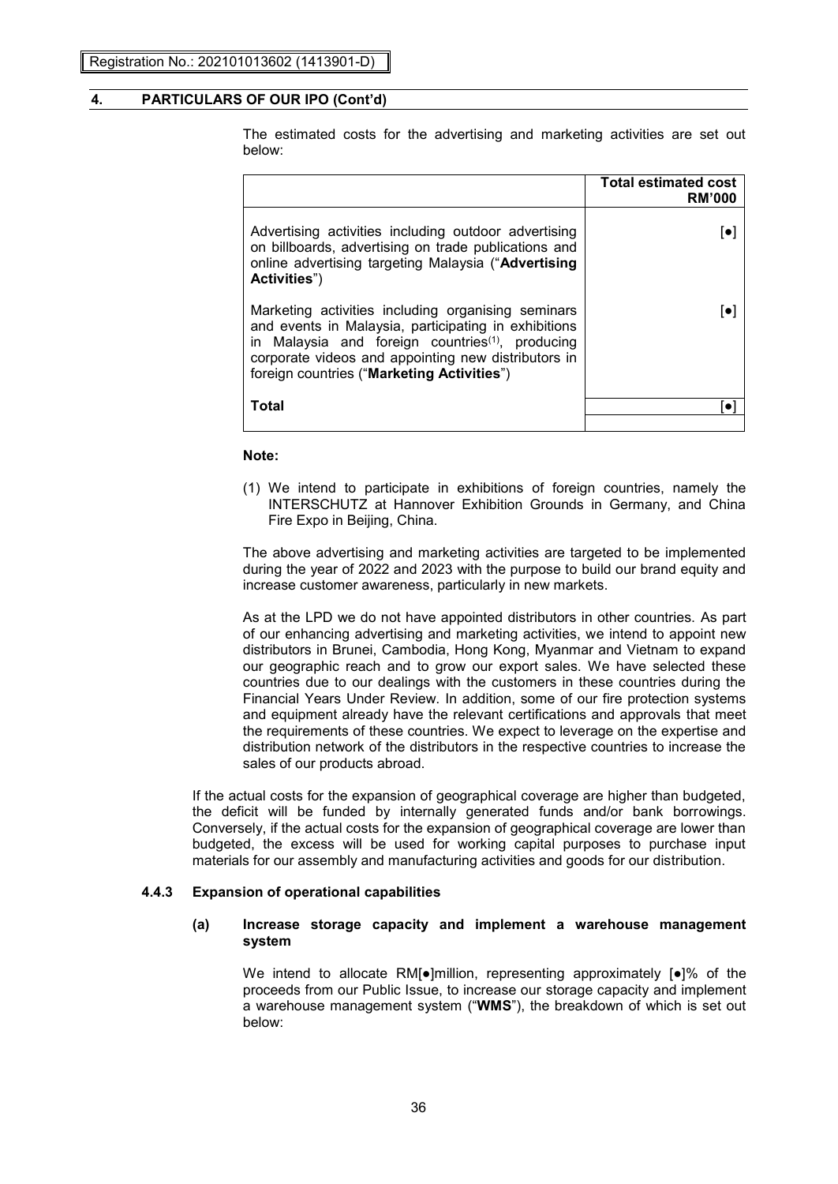Registration No.: 202101013602 (1413901-D)

## 4. PARTICULARS OF OUR IPO (Cont'd)

The estimated costs for the advertising and marketing activities are set out below:

| | Total estimated cost RM'000 |
|---|---|
| Advertising activities including outdoor advertising on billboards, advertising on trade publications and online advertising targeting Malaysia ("**Advertising Activities**") | [●] |
| Marketing activities including organising seminars and events in Malaysia, participating in exhibitions in Malaysia and foreign countries[(1)], producing corporate videos and appointing new distributors in foreign countries ("**Marketing Activities**") | [●] |
| **Total** | [●] |

**Note:**

(1) We intend to participate in exhibitions of foreign countries, namely the INTERSCHUTZ at Hannover Exhibition Grounds in Germany, and China Fire Expo in Beijing, China.

The above advertising and marketing activities are targeted to be implemented during the year of 2022 and 2023 with the purpose to build our brand equity and increase customer awareness, particularly in new markets.

As at the LPD we do not have appointed distributors in other countries. As part of our enhancing advertising and marketing activities, we intend to appoint new distributors in Brunei, Cambodia, Hong Kong, Myanmar and Vietnam to expand our geographic reach and to grow our export sales. We have selected these countries due to our dealings with the customers in these countries during the Financial Years Under Review. In addition, some of our fire protection systems and equipment already have the relevant certifications and approvals that meet the requirements of these countries. We expect to leverage on the expertise and distribution network of the distributors in the respective countries to increase the sales of our products abroad.

If the actual costs for the expansion of geographical coverage are higher than budgeted, the deficit will be funded by internally generated funds and/or bank borrowings. Conversely, if the actual costs for the expansion of geographical coverage are lower than budgeted, the excess will be used for working capital purposes to purchase input materials for our assembly and manufacturing activities and goods for our distribution.

### 4.4.3 Expansion of operational capabilities

**(a) Increase storage capacity and implement a warehouse management system**

We intend to allocate RM[●]million, representing approximately [●]% of the proceeds from our Public Issue, to increase our storage capacity and implement a warehouse management system ("**WMS**"), the breakdown of which is set out below: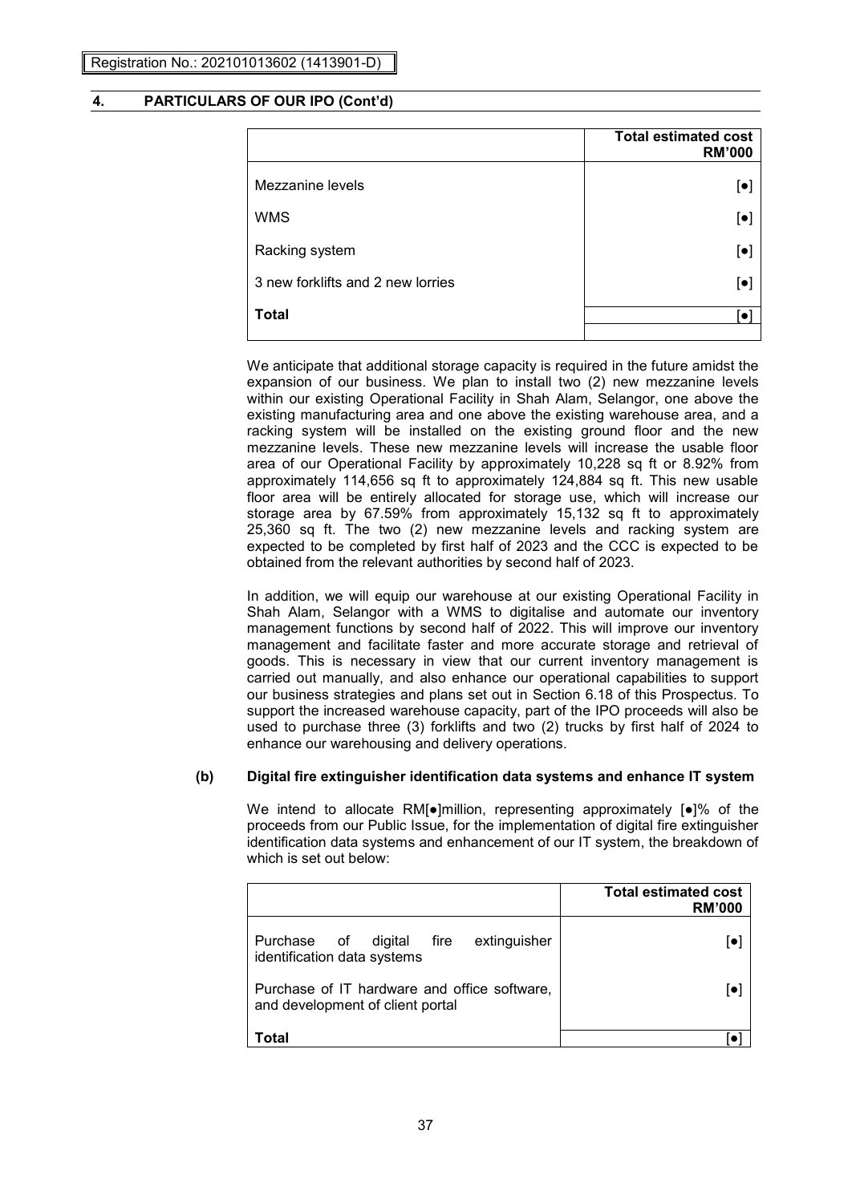## 4. PARTICULARS OF OUR IPO (Cont'd)

| | Total estimated cost RM'000 |
|---|---|
| Mezzanine levels | [●] |
| WMS | [●] |
| Racking system | [●] |
| 3 new forklifts and 2 new lorries | [●] |
| **Total** | [●] |

We anticipate that additional storage capacity is required in the future amidst the expansion of our business. We plan to install two (2) new mezzanine levels within our existing Operational Facility in Shah Alam, Selangor, one above the existing manufacturing area and one above the existing warehouse area, and a racking system will be installed on the existing ground floor and the new mezzanine levels. These new mezzanine levels will increase the usable floor area of our Operational Facility by approximately 10,228 sq ft or 8.92% from approximately 114,656 sq ft to approximately 124,884 sq ft. This new usable floor area will be entirely allocated for storage use, which will increase our storage area by 67.59% from approximately 15,132 sq ft to approximately 25,360 sq ft. The two (2) new mezzanine levels and racking system are expected to be completed by first half of 2023 and the CCC is expected to be obtained from the relevant authorities by second half of 2023.

In addition, we will equip our warehouse at our existing Operational Facility in Shah Alam, Selangor with a WMS to digitalise and automate our inventory management functions by second half of 2022. This will improve our inventory management and facilitate faster and more accurate storage and retrieval of goods. This is necessary in view that our current inventory management is carried out manually, and also enhance our operational capabilities to support our business strategies and plans set out in Section 6.18 of this Prospectus. To support the increased warehouse capacity, part of the IPO proceeds will also be used to purchase three (3) forklifts and two (2) trucks by first half of 2024 to enhance our warehousing and delivery operations.

**(b) Digital fire extinguisher identification data systems and enhance IT system**

We intend to allocate RM[●]million, representing approximately [●]% of the proceeds from our Public Issue, for the implementation of digital fire extinguisher identification data systems and enhancement of our IT system, the breakdown of which is set out below:

| | Total estimated cost RM'000 |
|---|---|
| Purchase of digital fire extinguisher identification data systems | [●] |
| Purchase of IT hardware and office software, and development of client portal | [●] |
| **Total** | [●] |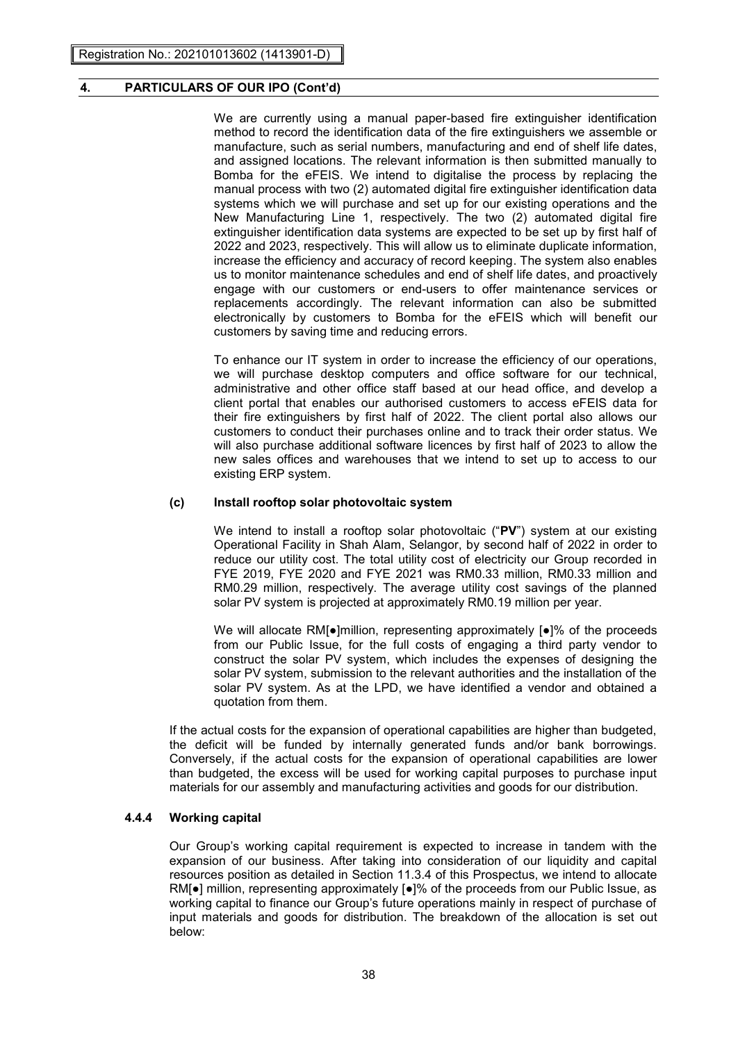We are currently using a manual paper-based fire extinguisher identification method to record the identification data of the fire extinguishers we assemble or manufacture, such as serial numbers, manufacturing and end of shelf life dates, and assigned locations. The relevant information is then submitted manually to Bomba for the eFEIS. We intend to digitalise the process by replacing the manual process with two (2) automated digital fire extinguisher identification data systems which we will purchase and set up for our existing operations and the New Manufacturing Line 1, respectively. The two (2) automated digital fire extinguisher identification data systems are expected to be set up by first half of 2022 and 2023, respectively. This will allow us to eliminate duplicate information, increase the efficiency and accuracy of record keeping. The system also enables us to monitor maintenance schedules and end of shelf life dates, and proactively engage with our customers or end-users to offer maintenance services or replacements accordingly. The relevant information can also be submitted electronically by customers to Bomba for the eFEIS which will benefit our customers by saving time and reducing errors.

To enhance our IT system in order to increase the efficiency of our operations, we will purchase desktop computers and office software for our technical, administrative and other office staff based at our head office, and develop a client portal that enables our authorised customers to access eFEIS data for their fire extinguishers by first half of 2022. The client portal also allows our customers to conduct their purchases online and to track their order status. We will also purchase additional software licences by first half of 2023 to allow the new sales offices and warehouses that we intend to set up to access to our existing ERP system.

**(c) Install rooftop solar photovoltaic system**

We intend to install a rooftop solar photovoltaic ("**PV**") system at our existing Operational Facility in Shah Alam, Selangor, by second half of 2022 in order to reduce our utility cost. The total utility cost of electricity our Group recorded in FYE 2019, FYE 2020 and FYE 2021 was RM0.33 million, RM0.33 million and RM0.29 million, respectively. The average utility cost savings of the planned solar PV system is projected at approximately RM0.19 million per year.

We will allocate RM[●]million, representing approximately [●]% of the proceeds from our Public Issue, for the full costs of engaging a third party vendor to construct the solar PV system, which includes the expenses of designing the solar PV system, submission to the relevant authorities and the installation of the solar PV system. As at the LPD, we have identified a vendor and obtained a quotation from them.

If the actual costs for the expansion of operational capabilities are higher than budgeted, the deficit will be funded by internally generated funds and/or bank borrowings. Conversely, if the actual costs for the expansion of operational capabilities are lower than budgeted, the excess will be used for working capital purposes to purchase input materials for our assembly and manufacturing activities and goods for our distribution.

### 4.4.4 Working capital

Our Group's working capital requirement is expected to increase in tandem with the expansion of our business. After taking into consideration of our liquidity and capital resources position as detailed in Section 11.3.4 of this Prospectus, we intend to allocate RM[●] million, representing approximately [●]% of the proceeds from our Public Issue, as working capital to finance our Group's future operations mainly in respect of purchase of input materials and goods for distribution. The breakdown of the allocation is set out below: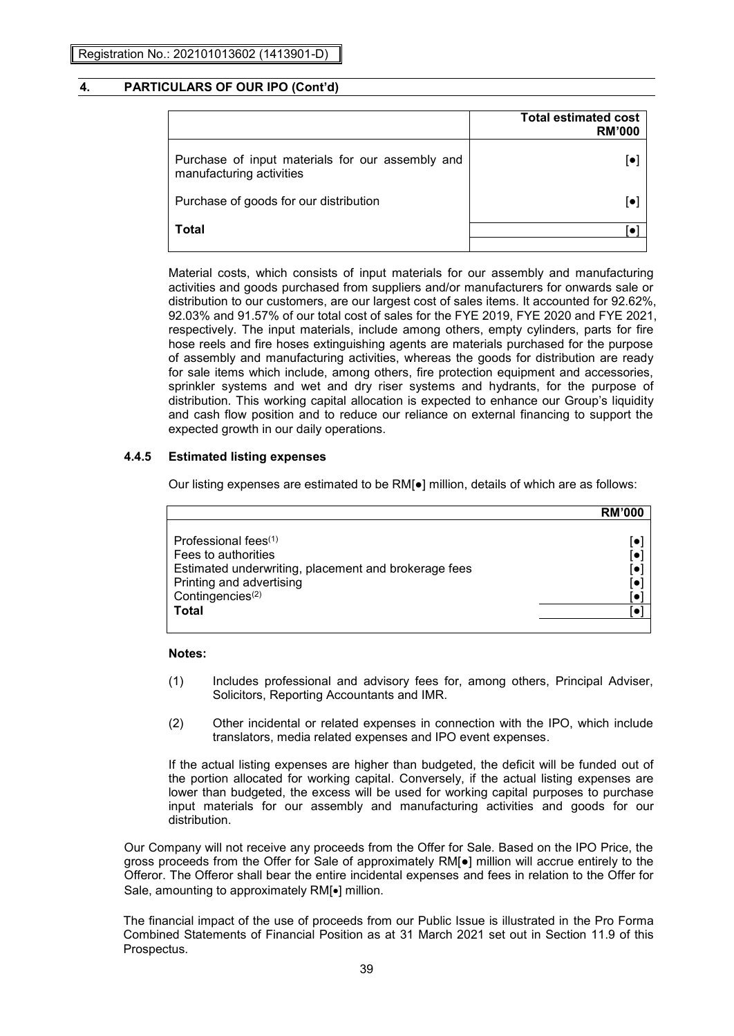## 4. PARTICULARS OF OUR IPO (Cont'd)

| | Total estimated cost RM'000 |
|---|---|
| Purchase of input materials for our assembly and manufacturing activities | [●] |
| Purchase of goods for our distribution | [●] |
| **Total** | [●] |

Material costs, which consists of input materials for our assembly and manufacturing activities and goods purchased from suppliers and/or manufacturers for onwards sale or distribution to our customers, are our largest cost of sales items. It accounted for 92.62%, 92.03% and 91.57% of our total cost of sales for the FYE 2019, FYE 2020 and FYE 2021, respectively. The input materials, include among others, empty cylinders, parts for fire hose reels and fire hoses extinguishing agents are materials purchased for the purpose of assembly and manufacturing activities, whereas the goods for distribution are ready for sale items which include, among others, fire protection equipment and accessories, sprinkler systems and wet and dry riser systems and hydrants, for the purpose of distribution. This working capital allocation is expected to enhance our Group's liquidity and cash flow position and to reduce our reliance on external financing to support the expected growth in our daily operations.

### 4.4.5 Estimated listing expenses

Our listing expenses are estimated to be RM[●] million, details of which are as follows:

| | RM'000 |
|---|---|
| Professional fees[(1)] | [●] |
| Fees to authorities | [●] |
| Estimated underwriting, placement and brokerage fees | [●] |
| Printing and advertising | [●] |
| Contingencies[(2)] | [●] |
| **Total** | [●] |

**Notes:**

(1) Includes professional and advisory fees for, among others, Principal Adviser, Solicitors, Reporting Accountants and IMR.

(2) Other incidental or related expenses in connection with the IPO, which include translators, media related expenses and IPO event expenses.

If the actual listing expenses are higher than budgeted, the deficit will be funded out of the portion allocated for working capital. Conversely, if the actual listing expenses are lower than budgeted, the excess will be used for working capital purposes to purchase input materials for our assembly and manufacturing activities and goods for our distribution.

Our Company will not receive any proceeds from the Offer for Sale. Based on the IPO Price, the gross proceeds from the Offer for Sale of approximately RM[●] million will accrue entirely to the Offeror. The Offeror shall bear the entire incidental expenses and fees in relation to the Offer for Sale, amounting to approximately RM[•] million.

The financial impact of the use of proceeds from our Public Issue is illustrated in the Pro Forma Combined Statements of Financial Position as at 31 March 2021 set out in Section 11.9 of this Prospectus.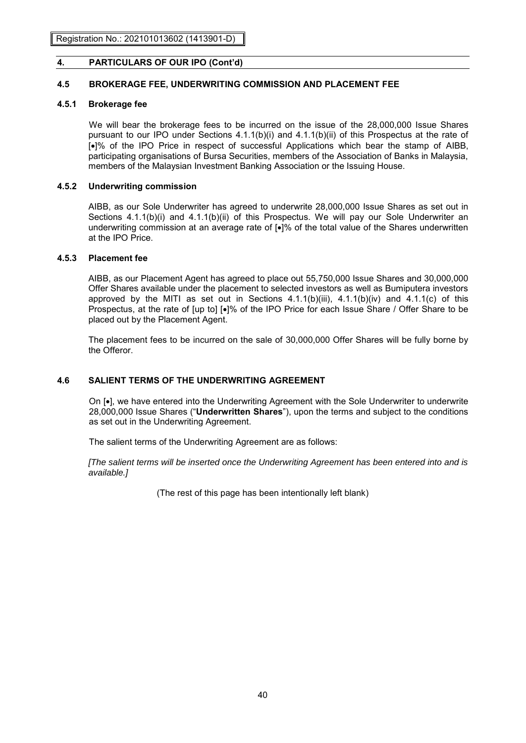Registration No.: 202101013602 (1413901-D)

## 4. PARTICULARS OF OUR IPO (Cont'd)

### 4.5 BROKERAGE FEE, UNDERWRITING COMMISSION AND PLACEMENT FEE

#### 4.5.1 Brokerage fee

We will bear the brokerage fees to be incurred on the issue of the 28,000,000 Issue Shares pursuant to our IPO under Sections 4.1.1(b)(i) and 4.1.1(b)(ii) of this Prospectus at the rate of [•]% of the IPO Price in respect of successful Applications which bear the stamp of AIBB, participating organisations of Bursa Securities, members of the Association of Banks in Malaysia, members of the Malaysian Investment Banking Association or the Issuing House.

#### 4.5.2 Underwriting commission

AIBB, as our Sole Underwriter has agreed to underwrite 28,000,000 Issue Shares as set out in Sections 4.1.1(b)(i) and 4.1.1(b)(ii) of this Prospectus. We will pay our Sole Underwriter an underwriting commission at an average rate of [•]% of the total value of the Shares underwritten at the IPO Price.

#### 4.5.3 Placement fee

AIBB, as our Placement Agent has agreed to place out 55,750,000 Issue Shares and 30,000,000 Offer Shares available under the placement to selected investors as well as Bumiputera investors approved by the MITI as set out in Sections 4.1.1(b)(iii), 4.1.1(b)(iv) and 4.1.1(c) of this Prospectus, at the rate of [up to] [•]% of the IPO Price for each Issue Share / Offer Share to be placed out by the Placement Agent.

The placement fees to be incurred on the sale of 30,000,000 Offer Shares will be fully borne by the Offeror.

### 4.6 SALIENT TERMS OF THE UNDERWRITING AGREEMENT

On [•], we have entered into the Underwriting Agreement with the Sole Underwriter to underwrite 28,000,000 Issue Shares ("**Underwritten Shares**"), upon the terms and subject to the conditions as set out in the Underwriting Agreement.

The salient terms of the Underwriting Agreement are as follows:

*[The salient terms will be inserted once the Underwriting Agreement has been entered into and is available.]*

(The rest of this page has been intentionally left blank)